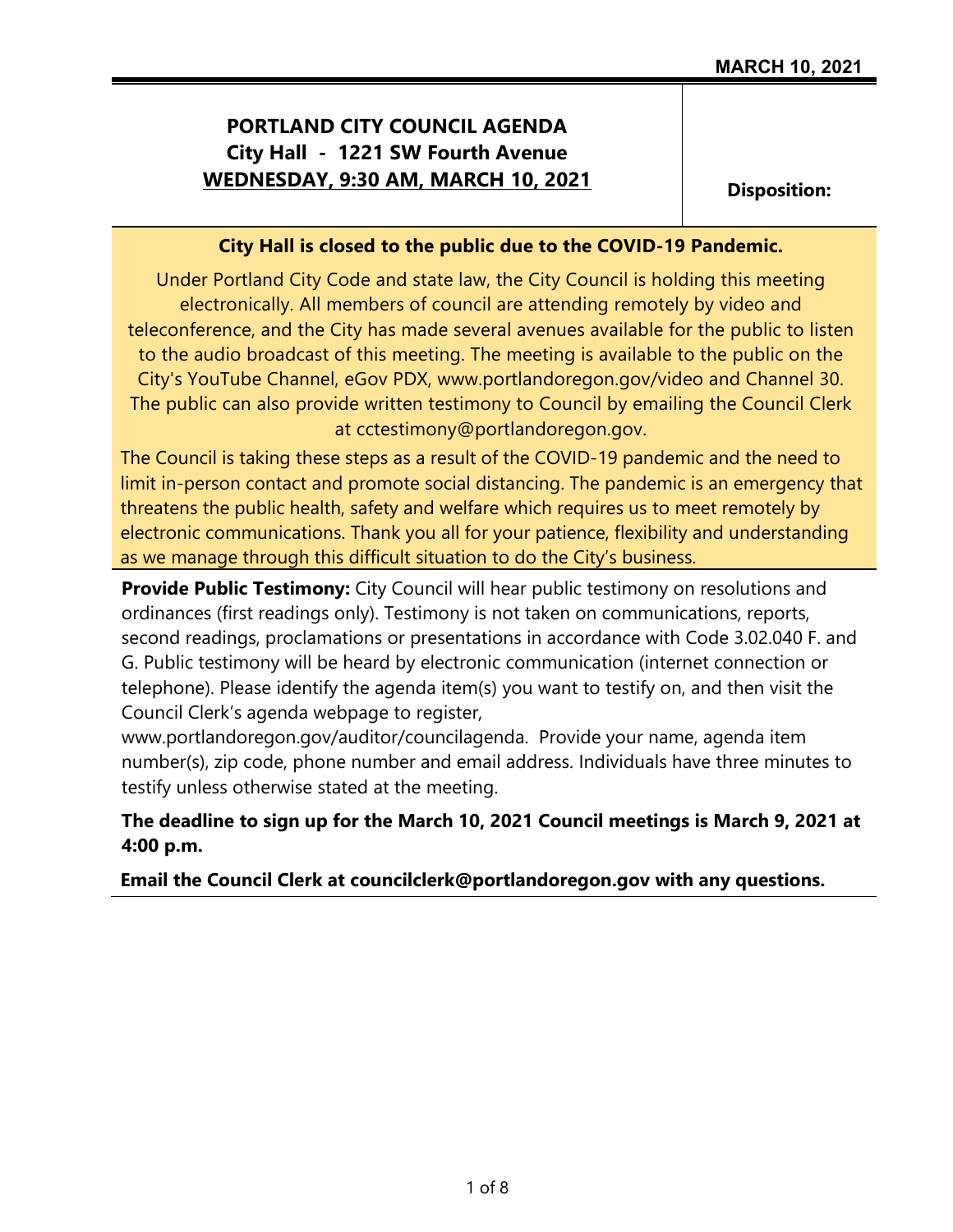MARCH 10, 2021

# PORTLAND CITY COUNCIL AGENDA
## City Hall - 1221 SW Fourth Avenue
## WEDNESDAY, 9:30 AM, MARCH 10, 2021

**Disposition:**

**City Hall is closed to the public due to the COVID-19 Pandemic.**

Under Portland City Code and state law, the City Council is holding this meeting electronically. All members of council are attending remotely by video and teleconference, and the City has made several avenues available for the public to listen to the audio broadcast of this meeting. The meeting is available to the public on the City's YouTube Channel, eGov PDX, www.portlandoregon.gov/video and Channel 30. The public can also provide written testimony to Council by emailing the Council Clerk at cctestimony@portlandoregon.gov.

The Council is taking these steps as a result of the COVID-19 pandemic and the need to limit in-person contact and promote social distancing. The pandemic is an emergency that threatens the public health, safety and welfare which requires us to meet remotely by electronic communications. Thank you all for your patience, flexibility and understanding as we manage through this difficult situation to do the City's business.

**Provide Public Testimony:** City Council will hear public testimony on resolutions and ordinances (first readings only). Testimony is not taken on communications, reports, second readings, proclamations or presentations in accordance with Code 3.02.040 F. and G. Public testimony will be heard by electronic communication (internet connection or telephone). Please identify the agenda item(s) you want to testify on, and then visit the Council Clerk's agenda webpage to register, www.portlandoregon.gov/auditor/councilagenda. Provide your name, agenda item number(s), zip code, phone number and email address. Individuals have three minutes to testify unless otherwise stated at the meeting.

**The deadline to sign up for the March 10, 2021 Council meetings is March 9, 2021 at 4:00 p.m.**

**Email the Council Clerk at councilclerk@portlandoregon.gov with any questions.**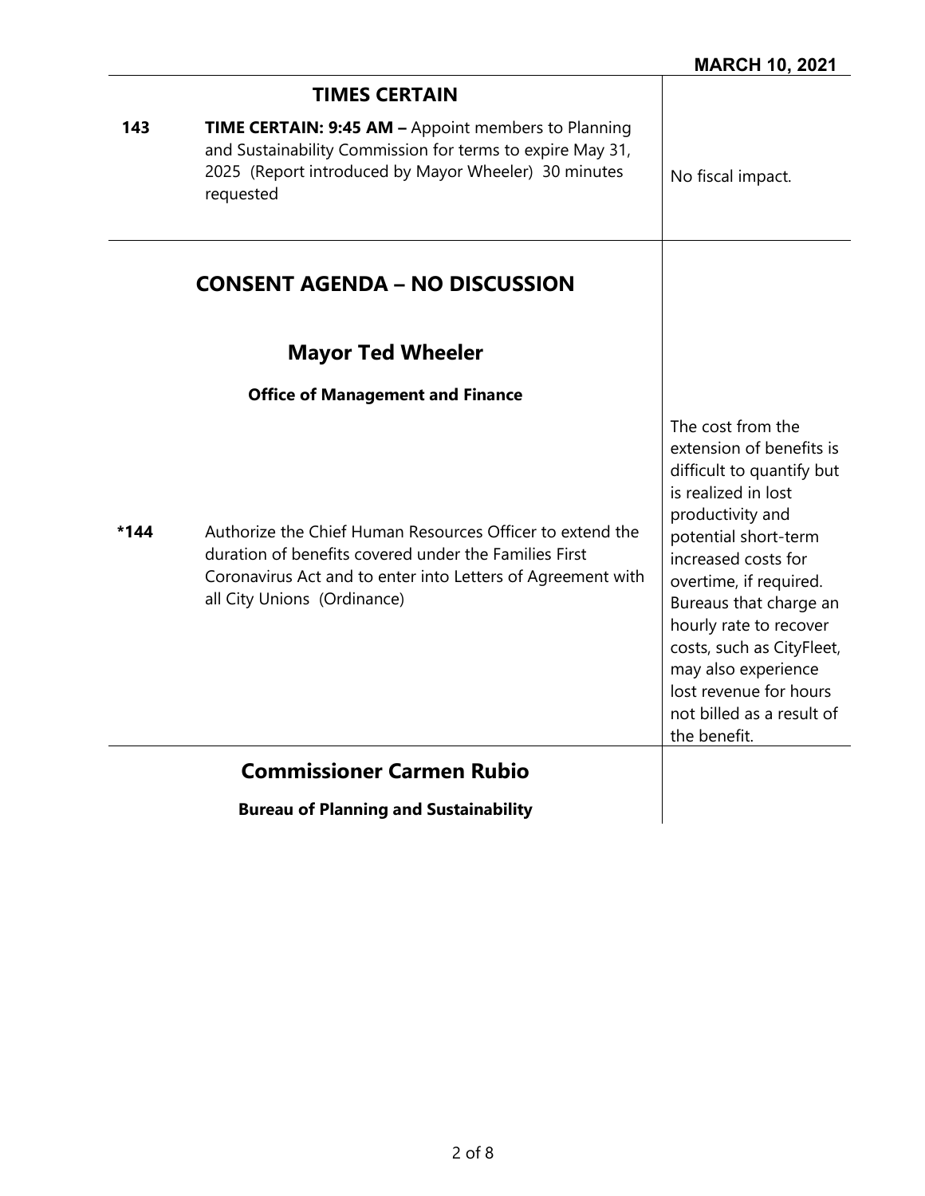**MARCH 10, 2021**

## TIMES CERTAIN

| | | |
|---|---|---|
| 143 | **TIME CERTAIN: 9:45 AM –** Appoint members to Planning and Sustainability Commission for terms to expire May 31, 2025 (Report introduced by Mayor Wheeler) 30 minutes requested | No fiscal impact. |

## CONSENT AGENDA – NO DISCUSSION

### Mayor Ted Wheeler

**Office of Management and Finance**

| | | |
|---|---|---|
| *144 | Authorize the Chief Human Resources Officer to extend the duration of benefits covered under the Families First Coronavirus Act and to enter into Letters of Agreement with all City Unions (Ordinance) | The cost from the extension of benefits is difficult to quantify but is realized in lost productivity and potential short-term increased costs for overtime, if required. Bureaus that charge an hourly rate to recover costs, such as CityFleet, may also experience lost revenue for hours not billed as a result of the benefit. |

### Commissioner Carmen Rubio

**Bureau of Planning and Sustainability**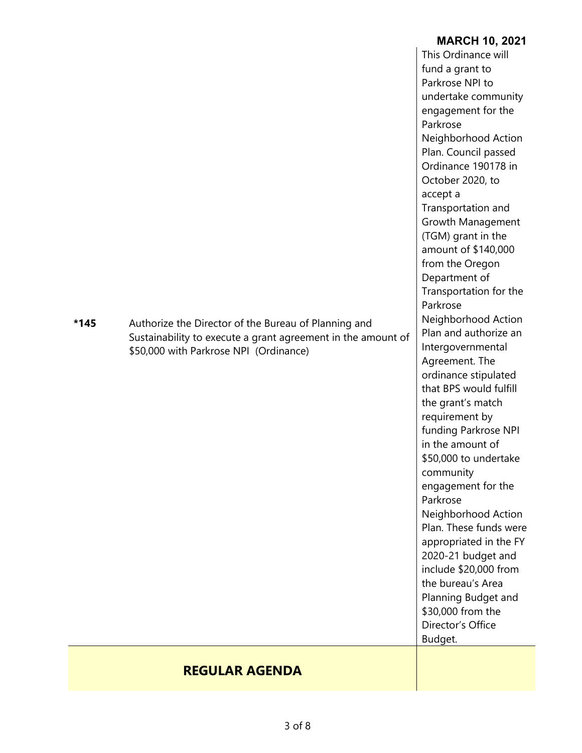**MARCH 10, 2021**

| | | |
|---|---|---|
| *145 | Authorize the Director of the Bureau of Planning and Sustainability to execute a grant agreement in the amount of $50,000 with Parkrose NPI (Ordinance) | This Ordinance will fund a grant to Parkrose NPI to undertake community engagement for the Parkrose Neighborhood Action Plan. Council passed Ordinance 190178 in October 2020, to accept a Transportation and Growth Management (TGM) grant in the amount of $140,000 from the Oregon Department of Transportation for the Parkrose Neighborhood Action Plan and authorize an Intergovernmental Agreement. The ordinance stipulated that BPS would fulfill the grant's match requirement by funding Parkrose NPI in the amount of $50,000 to undertake community engagement for the Parkrose Neighborhood Action Plan. These funds were appropriated in the FY 2020-21 budget and include $20,000 from the bureau's Area Planning Budget and $30,000 from the Director's Office Budget. |

## REGULAR AGENDA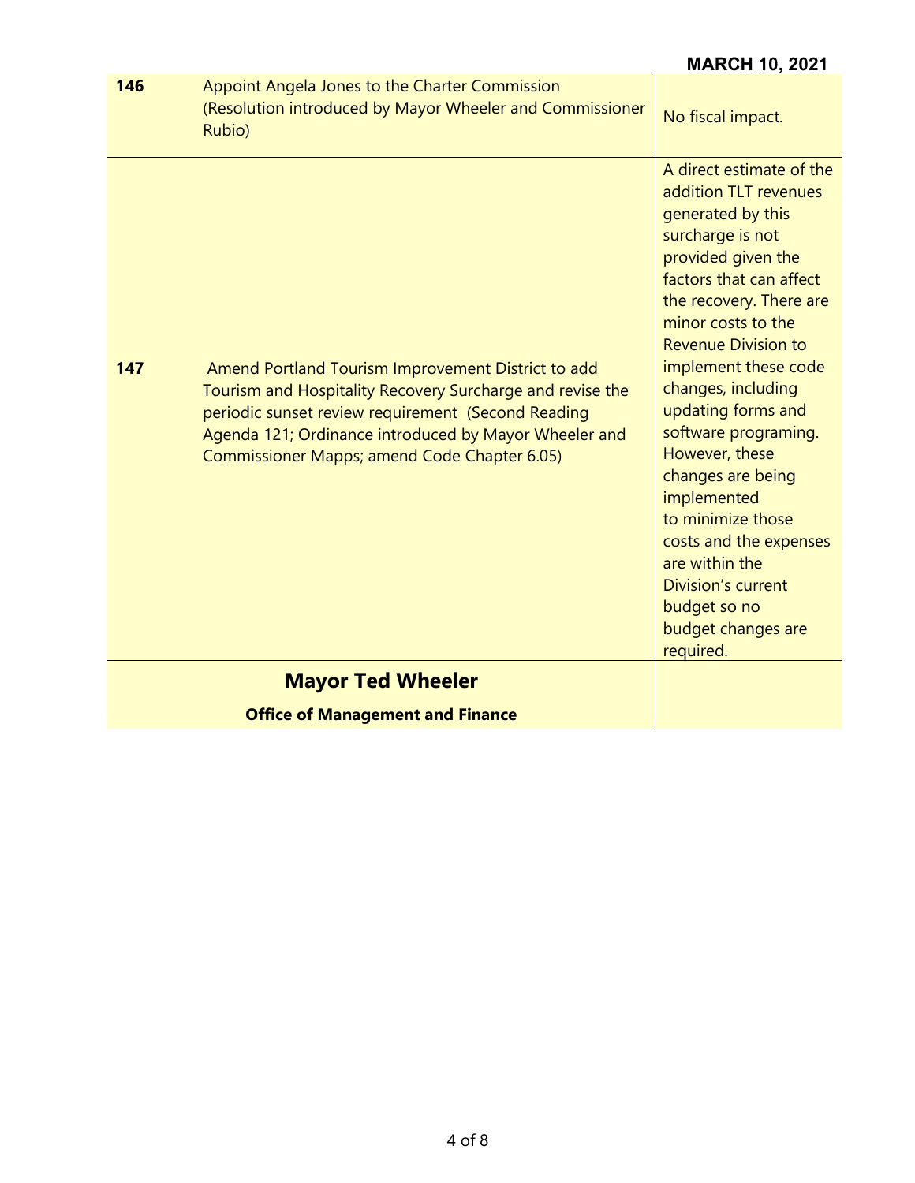**MARCH 10, 2021**

| | | |
|---|---|---|
| **146** | Appoint Angela Jones to the Charter Commission (Resolution introduced by Mayor Wheeler and Commissioner Rubio) | No fiscal impact. |
| **147** | Amend Portland Tourism Improvement District to add Tourism and Hospitality Recovery Surcharge and revise the periodic sunset review requirement (Second Reading Agenda 121; Ordinance introduced by Mayor Wheeler and Commissioner Mapps; amend Code Chapter 6.05) | A direct estimate of the addition TLT revenues generated by this surcharge is not provided given the factors that can affect the recovery. There are minor costs to the Revenue Division to implement these code changes, including updating forms and software programing. However, these changes are being implemented to minimize those costs and the expenses are within the Division's current budget so no budget changes are required. |

## Mayor Ted Wheeler

**Office of Management and Finance**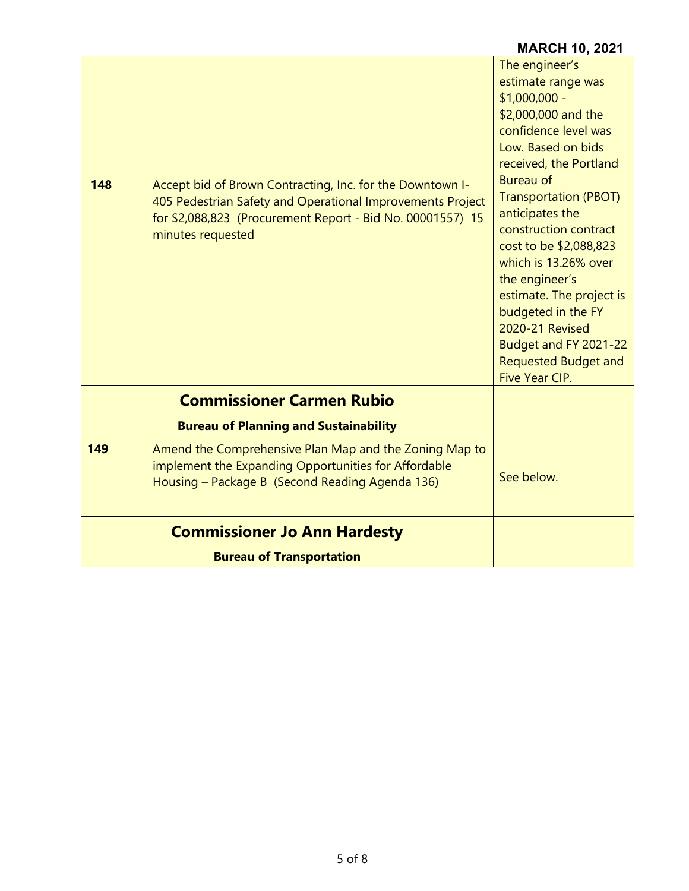**MARCH 10, 2021**

| | | |
|---|---|---|
| **148** | Accept bid of Brown Contracting, Inc. for the Downtown I-405 Pedestrian Safety and Operational Improvements Project for $2,088,823 (Procurement Report - Bid No. 00001557) 15 minutes requested | The engineer's estimate range was $1,000,000 - $2,000,000 and the confidence level was Low. Based on bids received, the Portland Bureau of Transportation (PBOT) anticipates the construction contract cost to be $2,088,823 which is 13.26% over the engineer's estimate. The project is budgeted in the FY 2020-21 Revised Budget and FY 2021-22 Requested Budget and Five Year CIP. |
| | **Commissioner Carmen Rubio** | |
| | **Bureau of Planning and Sustainability** | |
| **149** | Amend the Comprehensive Plan Map and the Zoning Map to implement the Expanding Opportunities for Affordable Housing – Package B (Second Reading Agenda 136) | See below. |
| | **Commissioner Jo Ann Hardesty** | |
| | **Bureau of Transportation** | |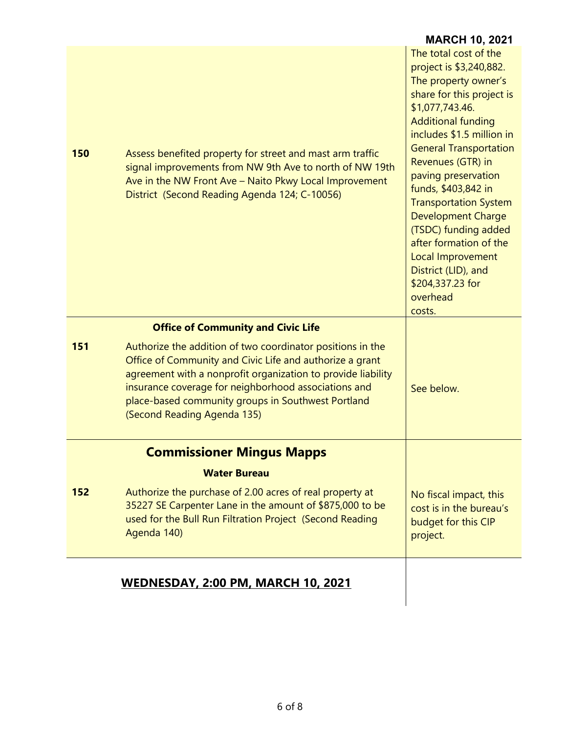**MARCH 10, 2021**

| | | |
|---|---|---|
| **150** | Assess benefited property for street and mast arm traffic signal improvements from NW 9th Ave to north of NW 19th Ave in the NW Front Ave – Naito Pkwy Local Improvement District (Second Reading Agenda 124; C-10056) | The total cost of the project is $3,240,882. The property owner's share for this project is $1,077,743.46. Additional funding includes $1.5 million in General Transportation Revenues (GTR) in paving preservation funds, $403,842 in Transportation System Development Charge (TSDC) funding added after formation of the Local Improvement District (LID), and $204,337.23 for overhead costs. |
| | **Office of Community and Civic Life** | |
| **151** | Authorize the addition of two coordinator positions in the Office of Community and Civic Life and authorize a grant agreement with a nonprofit organization to provide liability insurance coverage for neighborhood associations and place-based community groups in Southwest Portland (Second Reading Agenda 135) | See below. |
| | **Commissioner Mingus Mapps** | |
| | **Water Bureau** | |
| **152** | Authorize the purchase of 2.00 acres of real property at 35227 SE Carpenter Lane in the amount of $875,000 to be used for the Bull Run Filtration Project (Second Reading Agenda 140) | No fiscal impact, this cost is in the bureau's budget for this CIP project. |

## WEDNESDAY, 2:00 PM, MARCH 10, 2021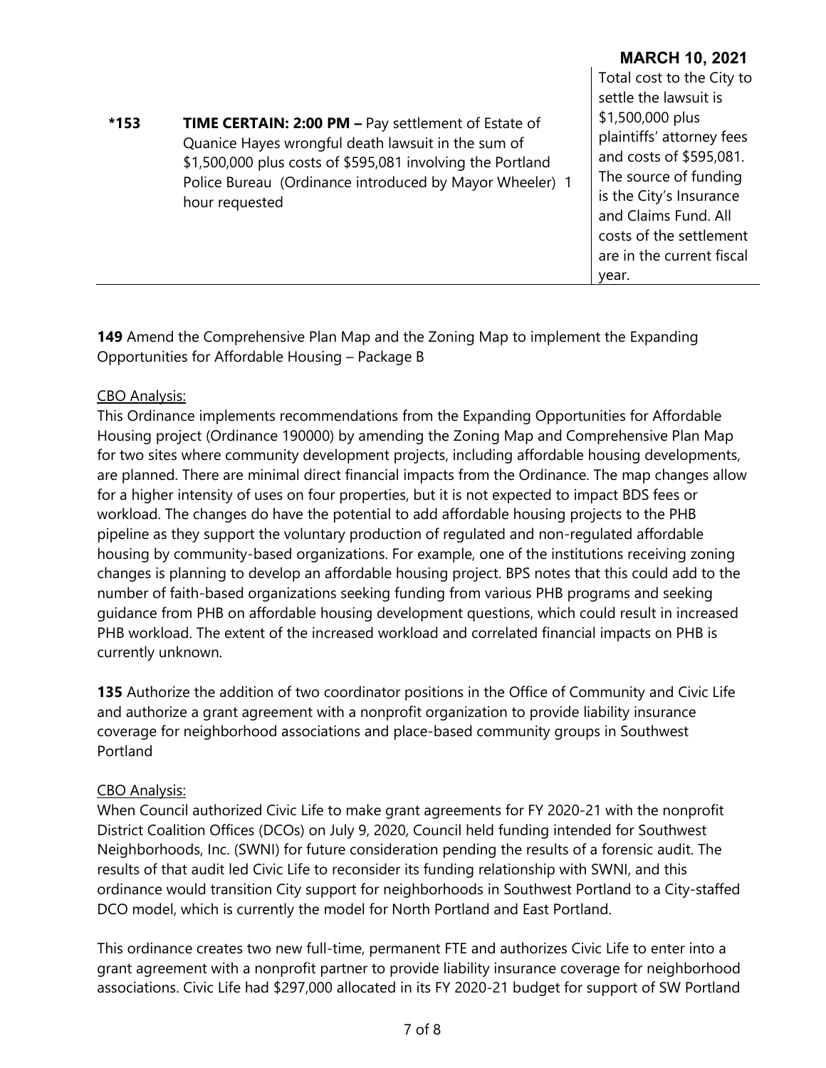**MARCH 10, 2021**

| | | |
|---|---|---|
| *153 | **TIME CERTAIN: 2:00 PM –** Pay settlement of Estate of Quanice Hayes wrongful death lawsuit in the sum of $1,500,000 plus costs of $595,081 involving the Portland Police Bureau (Ordinance introduced by Mayor Wheeler) 1 hour requested | Total cost to the City to settle the lawsuit is $1,500,000 plus plaintiffs' attorney fees and costs of $595,081. The source of funding is the City's Insurance and Claims Fund. All costs of the settlement are in the current fiscal year. |

**149** Amend the Comprehensive Plan Map and the Zoning Map to implement the Expanding Opportunities for Affordable Housing – Package B

<u>CBO Analysis:</u>

This Ordinance implements recommendations from the Expanding Opportunities for Affordable Housing project (Ordinance 190000) by amending the Zoning Map and Comprehensive Plan Map for two sites where community development projects, including affordable housing developments, are planned. There are minimal direct financial impacts from the Ordinance. The map changes allow for a higher intensity of uses on four properties, but it is not expected to impact BDS fees or workload. The changes do have the potential to add affordable housing projects to the PHB pipeline as they support the voluntary production of regulated and non-regulated affordable housing by community-based organizations. For example, one of the institutions receiving zoning changes is planning to develop an affordable housing project. BPS notes that this could add to the number of faith-based organizations seeking funding from various PHB programs and seeking guidance from PHB on affordable housing development questions, which could result in increased PHB workload. The extent of the increased workload and correlated financial impacts on PHB is currently unknown.

**135** Authorize the addition of two coordinator positions in the Office of Community and Civic Life and authorize a grant agreement with a nonprofit organization to provide liability insurance coverage for neighborhood associations and place-based community groups in Southwest Portland

<u>CBO Analysis:</u>

When Council authorized Civic Life to make grant agreements for FY 2020-21 with the nonprofit District Coalition Offices (DCOs) on July 9, 2020, Council held funding intended for Southwest Neighborhoods, Inc. (SWNI) for future consideration pending the results of a forensic audit. The results of that audit led Civic Life to reconsider its funding relationship with SWNI, and this ordinance would transition City support for neighborhoods in Southwest Portland to a City-staffed DCO model, which is currently the model for North Portland and East Portland.

This ordinance creates two new full-time, permanent FTE and authorizes Civic Life to enter into a grant agreement with a nonprofit partner to provide liability insurance coverage for neighborhood associations. Civic Life had $297,000 allocated in its FY 2020-21 budget for support of SW Portland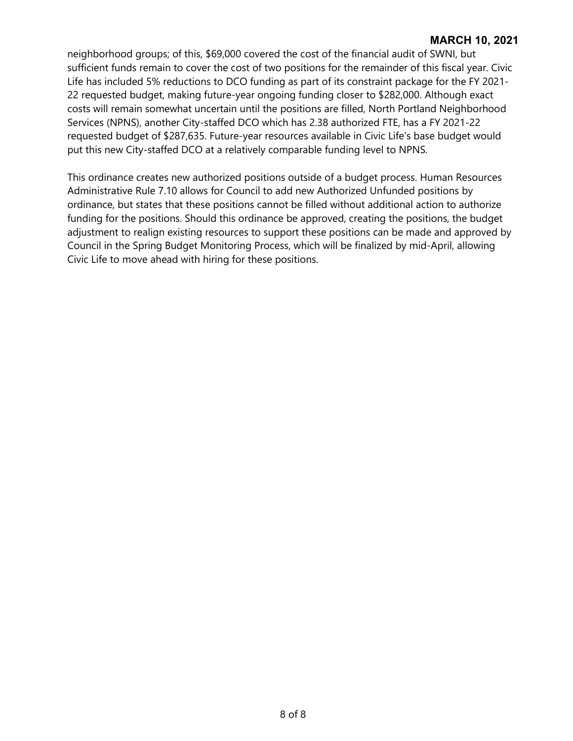neighborhood groups; of this, $69,000 covered the cost of the financial audit of SWNI, but sufficient funds remain to cover the cost of two positions for the remainder of this fiscal year. Civic Life has included 5% reductions to DCO funding as part of its constraint package for the FY 2021-22 requested budget, making future-year ongoing funding closer to $282,000. Although exact costs will remain somewhat uncertain until the positions are filled, North Portland Neighborhood Services (NPNS), another City-staffed DCO which has 2.38 authorized FTE, has a FY 2021-22 requested budget of $287,635. Future-year resources available in Civic Life's base budget would put this new City-staffed DCO at a relatively comparable funding level to NPNS.

This ordinance creates new authorized positions outside of a budget process. Human Resources Administrative Rule 7.10 allows for Council to add new Authorized Unfunded positions by ordinance, but states that these positions cannot be filled without additional action to authorize funding for the positions. Should this ordinance be approved, creating the positions, the budget adjustment to realign existing resources to support these positions can be made and approved by Council in the Spring Budget Monitoring Process, which will be finalized by mid-April, allowing Civic Life to move ahead with hiring for these positions.